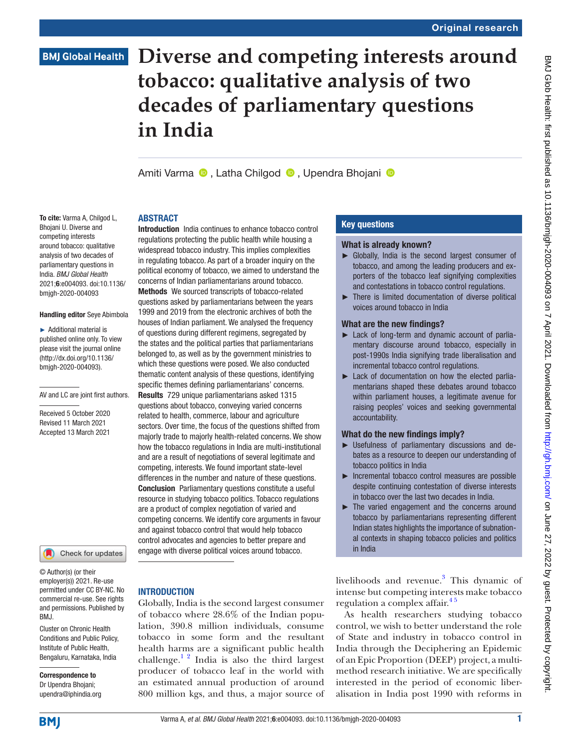Original research

# Diverse and competing interests around tobacco: qualitative analysis of two decades of parliamentary questions in India

Amiti Varma, Latha Chilgod, Upendra Bhojani

**To cite:** Varma A, Chilgod L, Bhojani U. Diverse and competing interests around tobacco: qualitative analysis of two decades of parliamentary questions in India. *BMJ Global Health* 2021;**6**:e004093. doi:10.1136/bmjgh-2020-004093

**Handling editor** Seye Abimbola

► Additional material is published online only. To view please visit the journal online (http://dx.doi.org/10.1136/bmjgh-2020-004093).

AV and LC are joint first authors.

Received 5 October 2020
Revised 11 March 2021
Accepted 13 March 2021

© Author(s) (or their employer(s)) 2021. Re-use permitted under CC BY-NC. No commercial re-use. See rights and permissions. Published by BMJ.

Cluster on Chronic Health Conditions and Public Policy, Institute of Public Health, Bengaluru, Karnataka, India

**Correspondence to**
Dr Upendra Bhojani;
upendra@iphindia.org

## ABSTRACT

**Introduction** India continues to enhance tobacco control regulations protecting the public health while housing a widespread tobacco industry. This implies complexities in regulating tobacco. As part of a broader inquiry on the political economy of tobacco, we aimed to understand the concerns of Indian parliamentarians around tobacco.

**Methods** We sourced transcripts of tobacco-related questions asked by parliamentarians between the years 1999 and 2019 from the electronic archives of both the houses of Indian parliament. We analysed the frequency of questions during different regimens, segregated by the states and the political parties that parliamentarians belonged to, as well as by the government ministries to which these questions were posed. We also conducted thematic content analysis of these questions, identifying specific themes defining parliamentarians' concerns.

**Results** 729 unique parliamentarians asked 1315 questions about tobacco, conveying varied concerns related to health, commerce, labour and agriculture sectors. Over time, the focus of the questions shifted from majorly trade to majorly health-related concerns. We show how the tobacco regulations in India are multi-institutional and are a result of negotiations of several legitimate and competing, interests. We found important state-level differences in the number and nature of these questions.

**Conclusion** Parliamentary questions constitute a useful resource in studying tobacco politics. Tobacco regulations are a product of complex negotiation of varied and competing concerns. We identify core arguments in favour and against tobacco control that would help tobacco control advocates and agencies to better prepare and engage with diverse political voices around tobacco.

## Key questions

### What is already known?

- Globally, India is the second largest consumer of tobacco, and among the leading producers and exporters of the tobacco leaf signifying complexities and contestations in tobacco control regulations.
- There is limited documentation of diverse political voices around tobacco in India

### What are the new findings?

- Lack of long-term and dynamic account of parliamentary discourse around tobacco, especially in post-1990s India signifying trade liberalisation and incremental tobacco control regulations.
- Lack of documentation on how the elected parliamentarians shaped these debates around tobacco within parliament houses, a legitimate avenue for raising peoples' voices and seeking governmental accountability.

### What do the new findings imply?

- Usefulness of parliamentary discussions and debates as a resource to deepen our understanding of tobacco politics in India
- Incremental tobacco control measures are possible despite continuing contestation of diverse interests in tobacco over the last two decades in India.
- The varied engagement and the concerns around tobacco by parliamentarians representing different Indian states highlights the importance of subnational contexts in shaping tobacco policies and politics in India

## INTRODUCTION

Globally, India is the second largest consumer of tobacco where 28.6% of the Indian population, 390.8 million individuals, consume tobacco in some form and the resultant health harms are a significant public health challenge.[1,2] India is also the third largest producer of tobacco leaf in the world with an estimated annual production of around 800 million kgs, and thus, a major source of livelihoods and revenue.[3] This dynamic of intense but competing interests make tobacco regulation a complex affair.[4,5]

As health researchers studying tobacco control, we wish to better understand the role of State and industry in tobacco control in India through the Deciphering an Epidemic of an Epic Proportion (DEEP) project, a multi-method research initiative. We are specifically interested in the period of economic liberalisation in India post 1990 with reforms in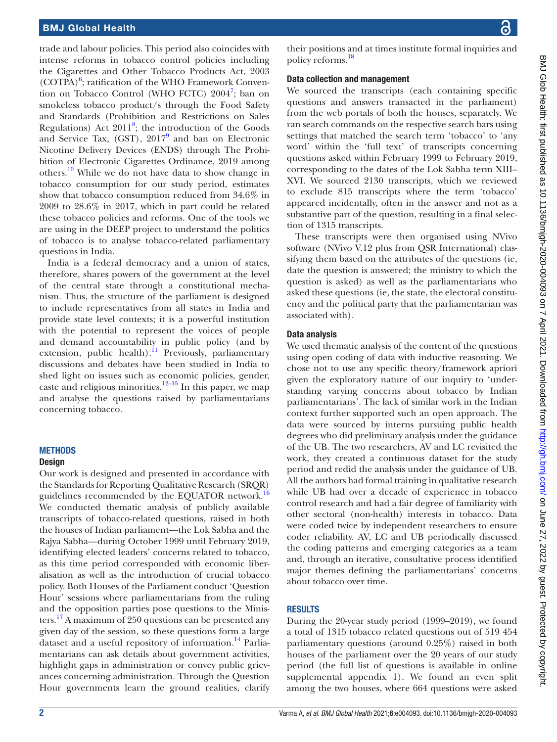trade and labour policies. This period also coincides with intense reforms in tobacco control policies including the Cigarettes and Other Tobacco Products Act, 2003 (COTPA)[6]; ratification of the WHO Framework Convention on Tobacco Control (WHO FCTC) 2004[7]; ban on smokeless tobacco product/s through the Food Safety and Standards (Prohibition and Restrictions on Sales Regulations) Act 2011[8]; the introduction of the Goods and Service Tax, (GST), 2017[9] and ban on Electronic Nicotine Delivery Devices (ENDS) through The Prohibition of Electronic Cigarettes Ordinance, 2019 among others.[10] While we do not have data to show change in tobacco consumption for our study period, estimates show that tobacco consumption reduced from 34.6% in 2009 to 28.6% in 2017, which in part could be related these tobacco policies and reforms. One of the tools we are using in the DEEP project to understand the politics of tobacco is to analyse tobacco-related parliamentary questions in India.

India is a federal democracy and a union of states, therefore, shares powers of the government at the level of the central state through a constitutional mechanism. Thus, the structure of the parliament is designed to include representatives from all states in India and provide state level contexts; it is a powerful institution with the potential to represent the voices of people and demand accountability in public policy (and by extension, public health).[11] Previously, parliamentary discussions and debates have been studied in India to shed light on issues such as economic policies, gender, caste and religious minorities.[12–15] In this paper, we map and analyse the questions raised by parliamentarians concerning tobacco.

## METHODS

### Design

Our work is designed and presented in accordance with the Standards for Reporting Qualitative Research (SRQR) guidelines recommended by the EQUATOR network.[16] We conducted thematic analysis of publicly available transcripts of tobacco-related questions, raised in both the houses of Indian parliament—the Lok Sabha and the Rajya Sabha—during October 1999 until February 2019, identifying elected leaders' concerns related to tobacco, as this time period corresponded with economic liberalisation as well as the introduction of crucial tobacco policy. Both Houses of the Parliament conduct 'Question Hour' sessions where parliamentarians from the ruling and the opposition parties pose questions to the Ministers.[17] A maximum of 250 questions can be presented any given day of the session, so these questions form a large dataset and a useful repository of information.[14] Parliamentarians can ask details about government activities, highlight gaps in administration or convey public grievances concerning administration. Through the Question Hour governments learn the ground realities, clarify their positions and at times institute formal inquiries and policy reforms.[18]

### Data collection and management

We sourced the transcripts (each containing specific questions and answers transacted in the parliament) from the web portals of both the houses, separately. We ran search commands on the respective search bars using settings that matched the search term 'tobacco' to 'any word' within the 'full text' of transcripts concerning questions asked within February 1999 to February 2019, corresponding to the dates of the Lok Sabha term XIII–XVI. We sourced 2130 transcripts, which we reviewed to exclude 815 transcripts where the term 'tobacco' appeared incidentally, often in the answer and not as a substantive part of the question, resulting in a final selection of 1315 transcripts.

These transcripts were then organised using NVivo software (NVivo V.12 plus from QSR International) classifying them based on the attributes of the questions (ie, date the question is answered; the ministry to which the question is asked) as well as the parliamentarians who asked these questions (ie, the state, the electoral constituency and the political party that the parliamentarian was associated with).

### Data analysis

We used thematic analysis of the content of the questions using open coding of data with inductive reasoning. We chose not to use any specific theory/framework apriori given the exploratory nature of our inquiry to 'understanding varying concerns about tobacco by Indian parliamentarians'. The lack of similar work in the Indian context further supported such an open approach. The data were sourced by interns pursuing public health degrees who did preliminary analysis under the guidance of the UB. The two researchers, AV and LC revisited the work, they created a continuous dataset for the study period and redid the analysis under the guidance of UB. All the authors had formal training in qualitative research while UB had over a decade of experience in tobacco control research and had a fair degree of familiarity with other sectoral (non-health) interests in tobacco. Data were coded twice by independent researchers to ensure coder reliability. AV, LC and UB periodically discussed the coding patterns and emerging categories as a team and, through an iterative, consultative process identified major themes defining the parliamentarians' concerns about tobacco over time.

## RESULTS

During the 20-year study period (1999–2019), we found a total of 1315 tobacco related questions out of 519 454 parliamentary questions (around 0.25%) raised in both houses of the parliament over the 20 years of our study period (the full list of questions is available in online supplemental appendix 1). We found an even split among the two houses, where 664 questions were asked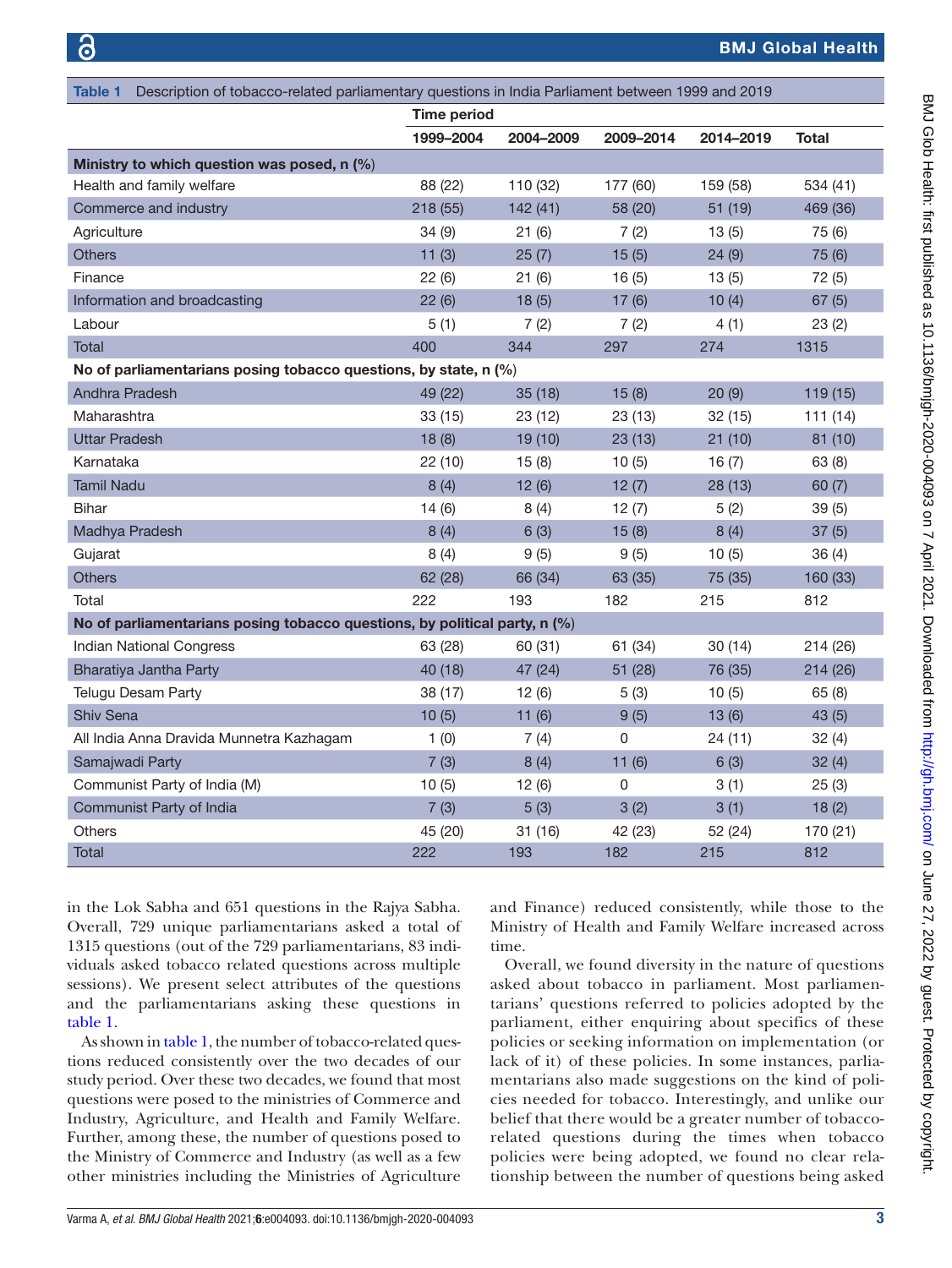**Table 1** Description of tobacco-related parliamentary questions in India Parliament between 1999 and 2019

| | Time period | | | | |
|---|---|---|---|---|---|
| | 1999–2004 | 2004–2009 | 2009–2014 | 2014–2019 | Total |
| **Ministry to which question was posed, n (%)** | | | | | |
| Health and family welfare | 88 (22) | 110 (32) | 177 (60) | 159 (58) | 534 (41) |
| Commerce and industry | 218 (55) | 142 (41) | 58 (20) | 51 (19) | 469 (36) |
| Agriculture | 34 (9) | 21 (6) | 7 (2) | 13 (5) | 75 (6) |
| Others | 11 (3) | 25 (7) | 15 (5) | 24 (9) | 75 (6) |
| Finance | 22 (6) | 21 (6) | 16 (5) | 13 (5) | 72 (5) |
| Information and broadcasting | 22 (6) | 18 (5) | 17 (6) | 10 (4) | 67 (5) |
| Labour | 5 (1) | 7 (2) | 7 (2) | 4 (1) | 23 (2) |
| Total | 400 | 344 | 297 | 274 | 1315 |
| **No of parliamentarians posing tobacco questions, by state, n (%)** | | | | | |
| Andhra Pradesh | 49 (22) | 35 (18) | 15 (8) | 20 (9) | 119 (15) |
| Maharashtra | 33 (15) | 23 (12) | 23 (13) | 32 (15) | 111 (14) |
| Uttar Pradesh | 18 (8) | 19 (10) | 23 (13) | 21 (10) | 81 (10) |
| Karnataka | 22 (10) | 15 (8) | 10 (5) | 16 (7) | 63 (8) |
| Tamil Nadu | 8 (4) | 12 (6) | 12 (7) | 28 (13) | 60 (7) |
| Bihar | 14 (6) | 8 (4) | 12 (7) | 5 (2) | 39 (5) |
| Madhya Pradesh | 8 (4) | 6 (3) | 15 (8) | 8 (4) | 37 (5) |
| Gujarat | 8 (4) | 9 (5) | 9 (5) | 10 (5) | 36 (4) |
| Others | 62 (28) | 66 (34) | 63 (35) | 75 (35) | 160 (33) |
| Total | 222 | 193 | 182 | 215 | 812 |
| **No of parliamentarians posing tobacco questions, by political party, n (%)** | | | | | |
| Indian National Congress | 63 (28) | 60 (31) | 61 (34) | 30 (14) | 214 (26) |
| Bharatiya Jantha Party | 40 (18) | 47 (24) | 51 (28) | 76 (35) | 214 (26) |
| Telugu Desam Party | 38 (17) | 12 (6) | 5 (3) | 10 (5) | 65 (8) |
| Shiv Sena | 10 (5) | 11 (6) | 9 (5) | 13 (6) | 43 (5) |
| All India Anna Dravida Munnetra Kazhagam | 1 (0) | 7 (4) | 0 | 24 (11) | 32 (4) |
| Samajwadi Party | 7 (3) | 8 (4) | 11 (6) | 6 (3) | 32 (4) |
| Communist Party of India (M) | 10 (5) | 12 (6) | 0 | 3 (1) | 25 (3) |
| Communist Party of India | 7 (3) | 5 (3) | 3 (2) | 3 (1) | 18 (2) |
| Others | 45 (20) | 31 (16) | 42 (23) | 52 (24) | 170 (21) |
| Total | 222 | 193 | 182 | 215 | 812 |

in the Lok Sabha and 651 questions in the Rajya Sabha. Overall, 729 unique parliamentarians asked a total of 1315 questions (out of the 729 parliamentarians, 83 individuals asked tobacco related questions across multiple sessions). We present select attributes of the questions and the parliamentarians asking these questions in table 1.

As shown in table 1, the number of tobacco-related questions reduced consistently over the two decades of our study period. Over these two decades, we found that most questions were posed to the ministries of Commerce and Industry, Agriculture, and Health and Family Welfare. Further, among these, the number of questions posed to the Ministry of Commerce and Industry (as well as a few other ministries including the Ministries of Agriculture and Finance) reduced consistently, while those to the Ministry of Health and Family Welfare increased across time.

Overall, we found diversity in the nature of questions asked about tobacco in parliament. Most parliamentarians' questions referred to policies adopted by the parliament, either enquiring about specifics of these policies or seeking information on implementation (or lack of it) of these policies. In some instances, parliamentarians also made suggestions on the kind of policies needed for tobacco. Interestingly, and unlike our belief that there would be a greater number of tobacco-related questions during the times when tobacco policies were being adopted, we found no clear relationship between the number of questions being asked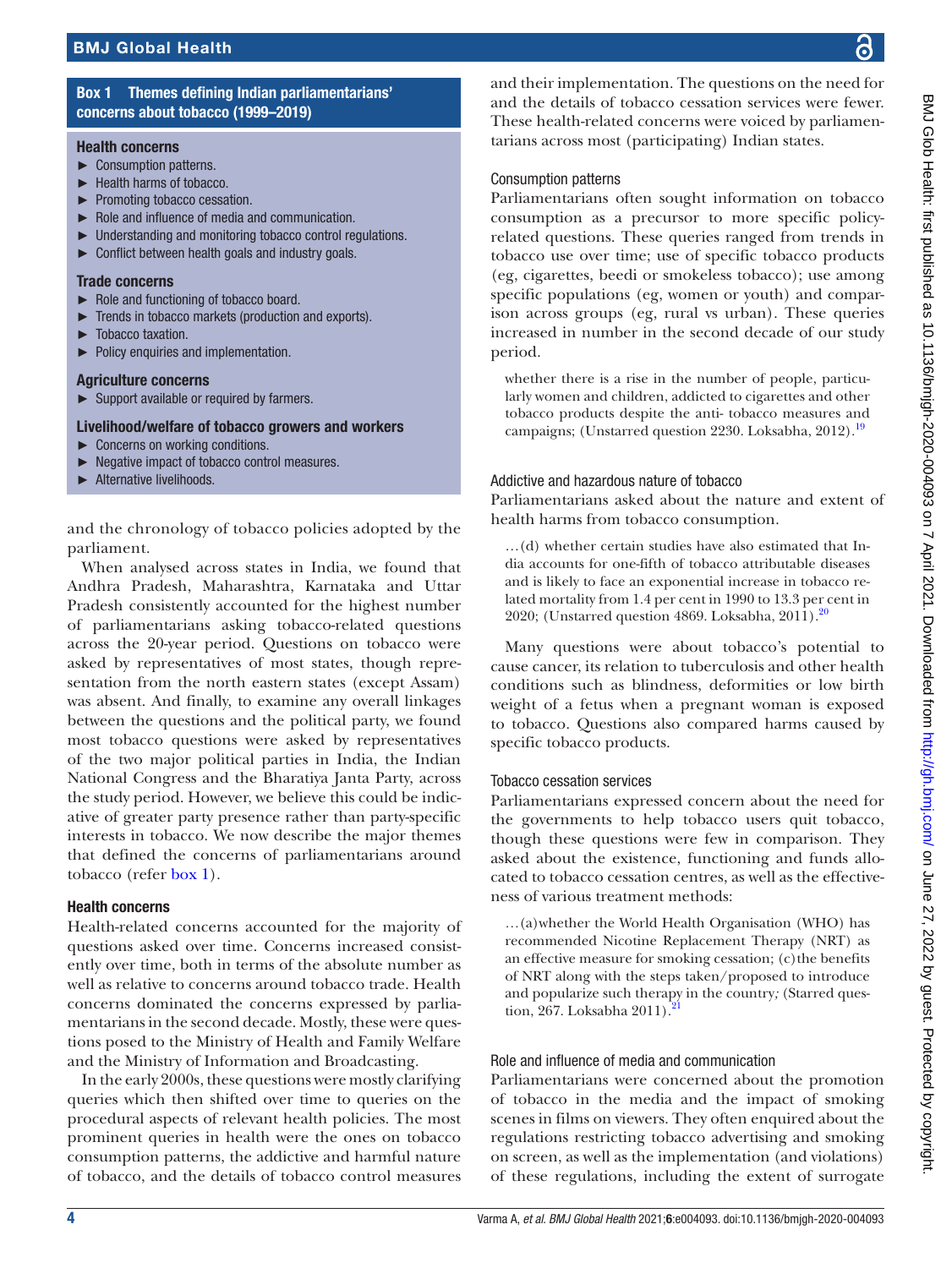**Box 1 Themes defining Indian parliamentarians' concerns about tobacco (1999–2019)**

**Health concerns**

- Consumption patterns.
- Health harms of tobacco.
- Promoting tobacco cessation.
- Role and influence of media and communication.
- Understanding and monitoring tobacco control regulations.
- Conflict between health goals and industry goals.

**Trade concerns**

- Role and functioning of tobacco board.
- Trends in tobacco markets (production and exports).
- Tobacco taxation.
- Policy enquiries and implementation.

**Agriculture concerns**

- Support available or required by farmers.

**Livelihood/welfare of tobacco growers and workers**

- Concerns on working conditions.
- Negative impact of tobacco control measures.
- Alternative livelihoods.

and the chronology of tobacco policies adopted by the parliament.

When analysed across states in India, we found that Andhra Pradesh, Maharashtra, Karnataka and Uttar Pradesh consistently accounted for the highest number of parliamentarians asking tobacco-related questions across the 20-year period. Questions on tobacco were asked by representatives of most states, though representation from the north eastern states (except Assam) was absent. And finally, to examine any overall linkages between the questions and the political party, we found most tobacco questions were asked by representatives of the two major political parties in India, the Indian National Congress and the Bharatiya Janta Party, across the study period. However, we believe this could be indicative of greater party presence rather than party-specific interests in tobacco. We now describe the major themes that defined the concerns of parliamentarians around tobacco (refer box 1).

### Health concerns

Health-related concerns accounted for the majority of questions asked over time. Concerns increased consistently over time, both in terms of the absolute number as well as relative to concerns around tobacco trade. Health concerns dominated the concerns expressed by parliamentarians in the second decade. Mostly, these were questions posed to the Ministry of Health and Family Welfare and the Ministry of Information and Broadcasting.

In the early 2000s, these questions were mostly clarifying queries which then shifted over time to queries on the procedural aspects of relevant health policies. The most prominent queries in health were the ones on tobacco consumption patterns, the addictive and harmful nature of tobacco, and the details of tobacco control measures and their implementation. The questions on the need for and the details of tobacco cessation services were fewer. These health-related concerns were voiced by parliamentarians across most (participating) Indian states.

#### Consumption patterns

Parliamentarians often sought information on tobacco consumption as a precursor to more specific policy-related questions. These queries ranged from trends in tobacco use over time; use of specific tobacco products (eg, cigarettes, beedi or smokeless tobacco); use among specific populations (eg, women or youth) and comparison across groups (eg, rural vs urban). These queries increased in number in the second decade of our study period.

> whether there is a rise in the number of people, particularly women and children, addicted to cigarettes and other tobacco products despite the anti- tobacco measures and campaigns; (Unstarred question 2230. Loksabha, 2012).[19]

#### Addictive and hazardous nature of tobacco

Parliamentarians asked about the nature and extent of health harms from tobacco consumption.

> …(d) whether certain studies have also estimated that India accounts for one-fifth of tobacco attributable diseases and is likely to face an exponential increase in tobacco related mortality from 1.4 per cent in 1990 to 13.3 per cent in 2020; (Unstarred question 4869. Loksabha, 2011).[20]

Many questions were about tobacco's potential to cause cancer, its relation to tuberculosis and other health conditions such as blindness, deformities or low birth weight of a fetus when a pregnant woman is exposed to tobacco. Questions also compared harms caused by specific tobacco products.

#### Tobacco cessation services

Parliamentarians expressed concern about the need for the governments to help tobacco users quit tobacco, though these questions were few in comparison. They asked about the existence, functioning and funds allocated to tobacco cessation centres, as well as the effectiveness of various treatment methods:

> …(a) whether the World Health Organisation (WHO) has recommended Nicotine Replacement Therapy (NRT) as an effective measure for smoking cessation; (c) the benefits of NRT along with the steps taken/proposed to introduce and popularize such therapy in the country*;* (Starred question, 267. Loksabha 2011).[21]

#### Role and influence of media and communication

Parliamentarians were concerned about the promotion of tobacco in the media and the impact of smoking scenes in films on viewers. They often enquired about the regulations restricting tobacco advertising and smoking on screen, as well as the implementation (and violations) of these regulations, including the extent of surrogate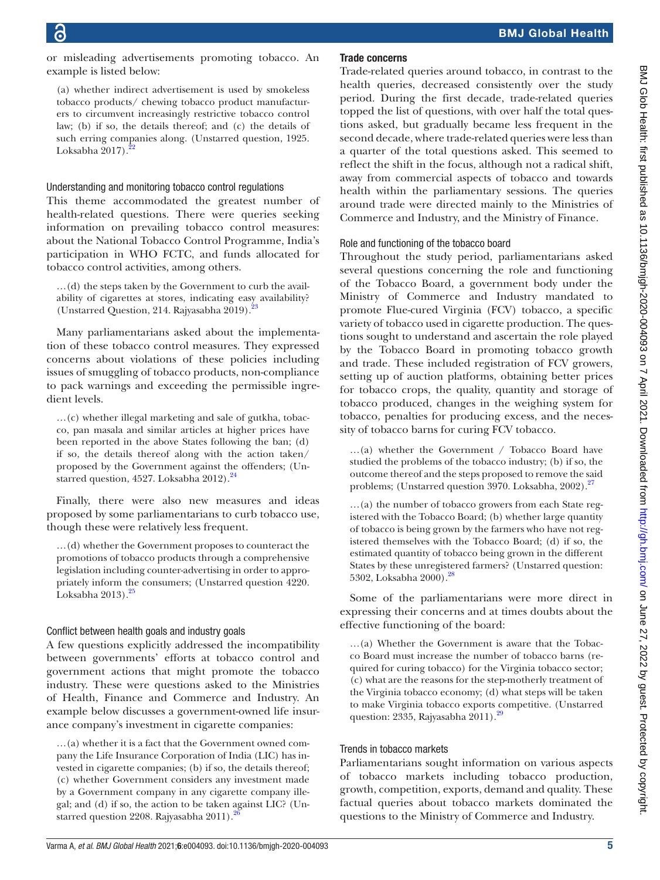or misleading advertisements promoting tobacco. An example is listed below:

> (a) whether indirect advertisement is used by smokeless tobacco products/ chewing tobacco product manufacturers to circumvent increasingly restrictive tobacco control law; (b) if so, the details thereof; and (c) the details of such erring companies along. (Unstarred question, 1925. Loksabha 2017).[22]

### Understanding and monitoring tobacco control regulations

This theme accommodated the greatest number of health-related questions. There were queries seeking information on prevailing tobacco control measures: about the National Tobacco Control Programme, India's participation in WHO FCTC, and funds allocated for tobacco control activities, among others.

> …(d) the steps taken by the Government to curb the availability of cigarettes at stores, indicating easy availability? (Unstarred Question, 214. Rajyasabha 2019).[23]

Many parliamentarians asked about the implementation of these tobacco control measures. They expressed concerns about violations of these policies including issues of smuggling of tobacco products, non-compliance to pack warnings and exceeding the permissible ingredient levels.

> …(c) whether illegal marketing and sale of gutkha, tobacco, pan masala and similar articles at higher prices have been reported in the above States following the ban; (d) if so, the details thereof along with the action taken/ proposed by the Government against the offenders; (Unstarred question, 4527. Loksabha 2012).[24]

Finally, there were also new measures and ideas proposed by some parliamentarians to curb tobacco use, though these were relatively less frequent.

> …(d) whether the Government proposes to counteract the promotions of tobacco products through a comprehensive legislation including counter-advertising in order to appropriately inform the consumers; (Unstarred question 4220. Loksabha 2013).[25]

### Conflict between health goals and industry goals

A few questions explicitly addressed the incompatibility between governments' efforts at tobacco control and government actions that might promote the tobacco industry. These were questions asked to the Ministries of Health, Finance and Commerce and Industry. An example below discusses a government-owned life insurance company's investment in cigarette companies:

> …(a) whether it is a fact that the Government owned company the Life Insurance Corporation of India (LIC) has invested in cigarette companies; (b) if so, the details thereof; (c) whether Government considers any investment made by a Government company in any cigarette company illegal; and (d) if so, the action to be taken against LIC? (Unstarred question 2208. Rajyasabha 2011).[26]

## Trade concerns

Trade-related queries around tobacco, in contrast to the health queries, decreased consistently over the study period. During the first decade, trade-related queries topped the list of questions, with over half the total questions asked, but gradually became less frequent in the second decade, where trade-related queries were less than a quarter of the total questions asked. This seemed to reflect the shift in the focus, although not a radical shift, away from commercial aspects of tobacco and towards health within the parliamentary sessions. The queries around trade were directed mainly to the Ministries of Commerce and Industry, and the Ministry of Finance.

### Role and functioning of the tobacco board

Throughout the study period, parliamentarians asked several questions concerning the role and functioning of the Tobacco Board, a government body under the Ministry of Commerce and Industry mandated to promote Flue-cured Virginia (FCV) tobacco, a specific variety of tobacco used in cigarette production. The questions sought to understand and ascertain the role played by the Tobacco Board in promoting tobacco growth and trade. These included registration of FCV growers, setting up of auction platforms, obtaining better prices for tobacco crops, the quality, quantity and storage of tobacco produced, changes in the weighing system for tobacco, penalties for producing excess, and the necessity of tobacco barns for curing FCV tobacco.

> …(a) whether the Government / Tobacco Board have studied the problems of the tobacco industry; (b) if so, the outcome thereof and the steps proposed to remove the said problems; (Unstarred question 3970. Loksabha, 2002).[27]

> …(a) the number of tobacco growers from each State registered with the Tobacco Board; (b) whether large quantity of tobacco is being grown by the farmers who have not registered themselves with the Tobacco Board; (d) if so, the estimated quantity of tobacco being grown in the different States by these unregistered farmers? (Unstarred question: 5302, Loksabha 2000).[28]

Some of the parliamentarians were more direct in expressing their concerns and at times doubts about the effective functioning of the board:

> …(a) Whether the Government is aware that the Tobacco Board must increase the number of tobacco barns (required for curing tobacco) for the Virginia tobacco sector; (c) what are the reasons for the step-motherly treatment of the Virginia tobacco economy; (d) what steps will be taken to make Virginia tobacco exports competitive. (Unstarred question: 2335, Rajyasabha 2011).[29]

### Trends in tobacco markets

Parliamentarians sought information on various aspects of tobacco markets including tobacco production, growth, competition, exports, demand and quality. These factual queries about tobacco markets dominated the questions to the Ministry of Commerce and Industry.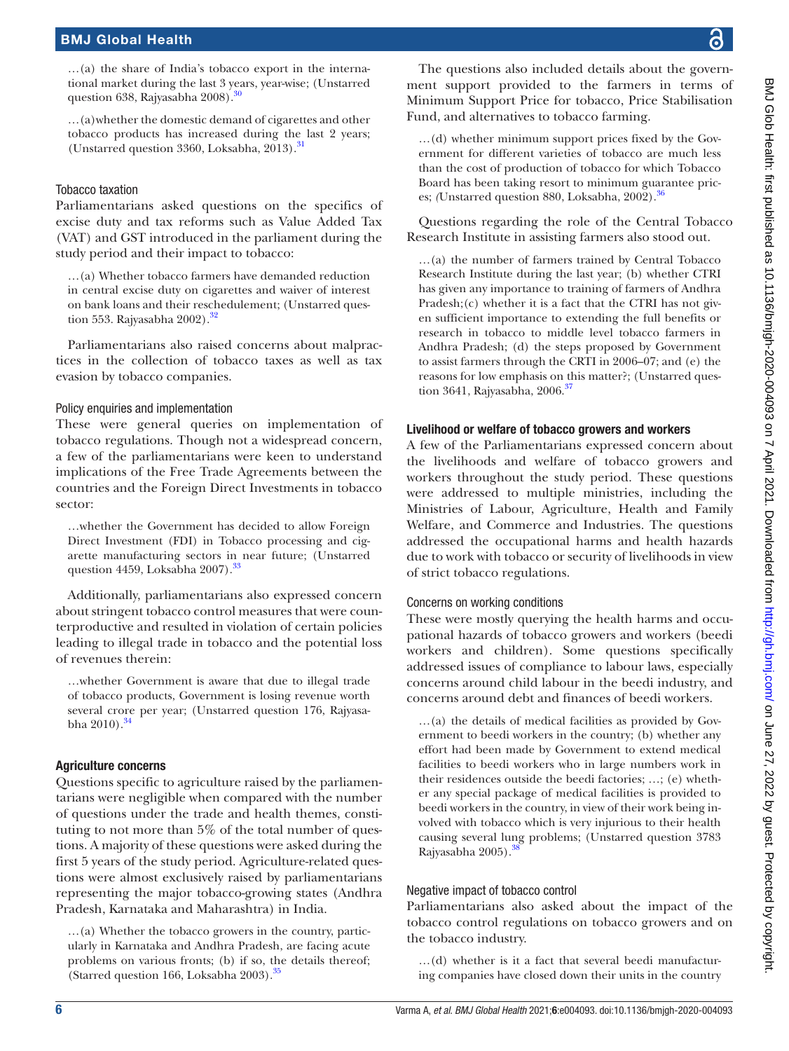…(a) the share of India's tobacco export in the international market during the last 3 years, year-wise; (Unstarred question 638, Rajyasabha 2008).[30]

…(a)whether the domestic demand of cigarettes and other tobacco products has increased during the last 2 years; (Unstarred question 3360, Loksabha, 2013).[31]

### Tobacco taxation

Parliamentarians asked questions on the specifics of excise duty and tax reforms such as Value Added Tax (VAT) and GST introduced in the parliament during the study period and their impact to tobacco:

…(a) Whether tobacco farmers have demanded reduction in central excise duty on cigarettes and waiver of interest on bank loans and their reschedulement; (Unstarred question 553. Rajyasabha 2002).[32]

Parliamentarians also raised concerns about malpractices in the collection of tobacco taxes as well as tax evasion by tobacco companies.

### Policy enquiries and implementation

These were general queries on implementation of tobacco regulations. Though not a widespread concern, a few of the parliamentarians were keen to understand implications of the Free Trade Agreements between the countries and the Foreign Direct Investments in tobacco sector:

…whether the Government has decided to allow Foreign Direct Investment (FDI) in Tobacco processing and cigarette manufacturing sectors in near future; (Unstarred question 4459, Loksabha 2007).[33]

Additionally, parliamentarians also expressed concern about stringent tobacco control measures that were counterproductive and resulted in violation of certain policies leading to illegal trade in tobacco and the potential loss of revenues therein:

…whether Government is aware that due to illegal trade of tobacco products, Government is losing revenue worth several crore per year; (Unstarred question 176, Rajyasabha 2010).[34]

## Agriculture concerns

Questions specific to agriculture raised by the parliamentarians were negligible when compared with the number of questions under the trade and health themes, constituting to not more than 5% of the total number of questions. A majority of these questions were asked during the first 5 years of the study period. Agriculture-related questions were almost exclusively raised by parliamentarians representing the major tobacco-growing states (Andhra Pradesh, Karnataka and Maharashtra) in India.

…(a) Whether the tobacco growers in the country, particularly in Karnataka and Andhra Pradesh, are facing acute problems on various fronts; (b) if so, the details thereof; (Starred question 166, Loksabha 2003).[35]

The questions also included details about the government support provided to the farmers in terms of Minimum Support Price for tobacco, Price Stabilisation Fund, and alternatives to tobacco farming.

…(d) whether minimum support prices fixed by the Government for different varieties of tobacco are much less than the cost of production of tobacco for which Tobacco Board has been taking resort to minimum guarantee prices; *(*Unstarred question 880, Loksabha, 2002).[36]

Questions regarding the role of the Central Tobacco Research Institute in assisting farmers also stood out.

…(a) the number of farmers trained by Central Tobacco Research Institute during the last year; (b) whether CTRI has given any importance to training of farmers of Andhra Pradesh;(c) whether it is a fact that the CTRI has not given sufficient importance to extending the full benefits or research in tobacco to middle level tobacco farmers in Andhra Pradesh; (d) the steps proposed by Government to assist farmers through the CRTI in 2006–07; and (e) the reasons for low emphasis on this matter?; (Unstarred question 3641, Rajyasabha, 2006.[37]

## Livelihood or welfare of tobacco growers and workers

A few of the Parliamentarians expressed concern about the livelihoods and welfare of tobacco growers and workers throughout the study period. These questions were addressed to multiple ministries, including the Ministries of Labour, Agriculture, Health and Family Welfare, and Commerce and Industries. The questions addressed the occupational harms and health hazards due to work with tobacco or security of livelihoods in view of strict tobacco regulations.

### Concerns on working conditions

These were mostly querying the health harms and occupational hazards of tobacco growers and workers (beedi workers and children). Some questions specifically addressed issues of compliance to labour laws, especially concerns around child labour in the beedi industry, and concerns around debt and finances of beedi workers.

…(a) the details of medical facilities as provided by Government to beedi workers in the country; (b) whether any effort had been made by Government to extend medical facilities to beedi workers who in large numbers work in their residences outside the beedi factories; …; (e) whether any special package of medical facilities is provided to beedi workers in the country, in view of their work being involved with tobacco which is very injurious to their health causing several lung problems; (Unstarred question 3783 Rajyasabha 2005).[38]

### Negative impact of tobacco control

Parliamentarians also asked about the impact of the tobacco control regulations on tobacco growers and on the tobacco industry.

…(d) whether is it a fact that several beedi manufacturing companies have closed down their units in the country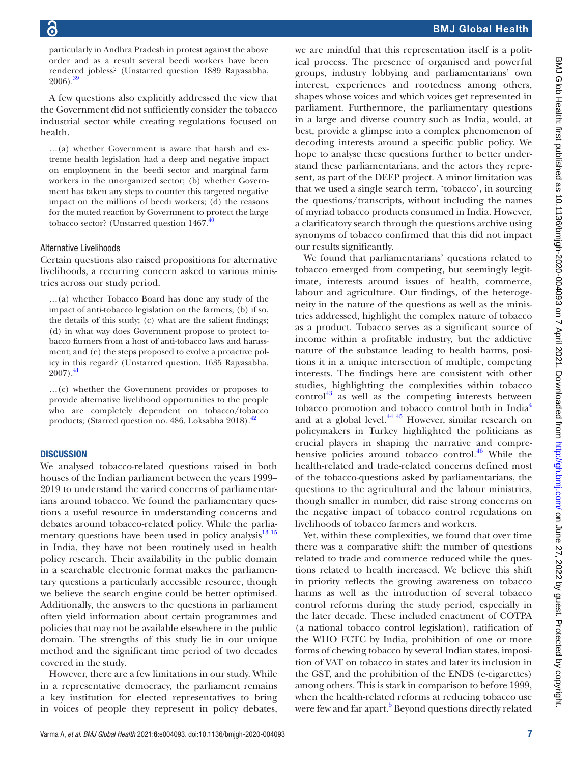particularly in Andhra Pradesh in protest against the above order and as a result several beedi workers have been rendered jobless? (Unstarred question 1889 Rajyasabha, 2006).[39]

A few questions also explicitly addressed the view that the Government did not sufficiently consider the tobacco industrial sector while creating regulations focused on health.

> …(a) whether Government is aware that harsh and extreme health legislation had a deep and negative impact on employment in the beedi sector and marginal farm workers in the unorganized sector; (b) whether Government has taken any steps to counter this targeted negative impact on the millions of beedi workers; (d) the reasons for the muted reaction by Government to protect the large tobacco sector? (Unstarred question 1467.[40]

### Alternative Livelihoods

Certain questions also raised propositions for alternative livelihoods, a recurring concern asked to various ministries across our study period.

> …(a) whether Tobacco Board has done any study of the impact of anti-tobacco legislation on the farmers; (b) if so, the details of this study; (c) what are the salient findings; (d) in what way does Government propose to protect tobacco farmers from a host of anti-tobacco laws and harassment; and (e) the steps proposed to evolve a proactive policy in this regard? (Unstarred question. 1635 Rajyasabha, 2007).[41]

> …(c) whether the Government provides or proposes to provide alternative livelihood opportunities to the people who are completely dependent on tobacco/tobacco products; (Starred question no. 486, Loksabha 2018).[42]

## DISCUSSION

We analysed tobacco-related questions raised in both houses of the Indian parliament between the years 1999–2019 to understand the varied concerns of parliamentarians around tobacco. We found the parliamentary questions a useful resource in understanding concerns and debates around tobacco-related policy. While the parliamentary questions have been used in policy analysis[13 15] in India, they have not been routinely used in health policy research. Their availability in the public domain in a searchable electronic format makes the parliamentary questions a particularly accessible resource, though we believe the search engine could be better optimised. Additionally, the answers to the questions in parliament often yield information about certain programmes and policies that may not be available elsewhere in the public domain. The strengths of this study lie in our unique method and the significant time period of two decades covered in the study.

However, there are a few limitations in our study. While in a representative democracy, the parliament remains a key institution for elected representatives to bring in voices of people they represent in policy debates, we are mindful that this representation itself is a political process. The presence of organised and powerful groups, industry lobbying and parliamentarians' own interest, experiences and rootedness among others, shapes whose voices and which voices get represented in parliament. Furthermore, the parliamentary questions in a large and diverse country such as India, would, at best, provide a glimpse into a complex phenomenon of decoding interests around a specific public policy. We hope to analyse these questions further to better understand these parliamentarians, and the actors they represent, as part of the DEEP project. A minor limitation was that we used a single search term, 'tobacco', in sourcing the questions/transcripts, without including the names of myriad tobacco products consumed in India. However, a clarificatory search through the questions archive using synonyms of tobacco confirmed that this did not impact our results significantly.

We found that parliamentarians' questions related to tobacco emerged from competing, but seemingly legitimate, interests around issues of health, commerce, labour and agriculture. Our findings, of the heterogeneity in the nature of the questions as well as the ministries addressed, highlight the complex nature of tobacco as a product. Tobacco serves as a significant source of income within a profitable industry, but the addictive nature of the substance leading to health harms, positions it in a unique intersection of multiple, competing interests. The findings here are consistent with other studies, highlighting the complexities within tobacco control[43] as well as the competing interests between tobacco promotion and tobacco control both in India[4] and at a global level.[44 45] However, similar research on policymakers in Turkey highlighted the politicians as crucial players in shaping the narrative and comprehensive policies around tobacco control.[46] While the health-related and trade-related concerns defined most of the tobacco-questions asked by parliamentarians, the questions to the agricultural and the labour ministries, though smaller in number, did raise strong concerns on the negative impact of tobacco control regulations on livelihoods of tobacco farmers and workers.

Yet, within these complexities, we found that over time there was a comparative shift: the number of questions related to trade and commerce reduced while the questions related to health increased. We believe this shift in priority reflects the growing awareness on tobacco harms as well as the introduction of several tobacco control reforms during the study period, especially in the later decade. These included enactment of COTPA (a national tobacco control legislation), ratification of the WHO FCTC by India, prohibition of one or more forms of chewing tobacco by several Indian states, imposition of VAT on tobacco in states and later its inclusion in the GST, and the prohibition of the ENDS (e-cigarettes) among others. This is stark in comparison to before 1999, when the health-related reforms at reducing tobacco use were few and far apart.[5] Beyond questions directly related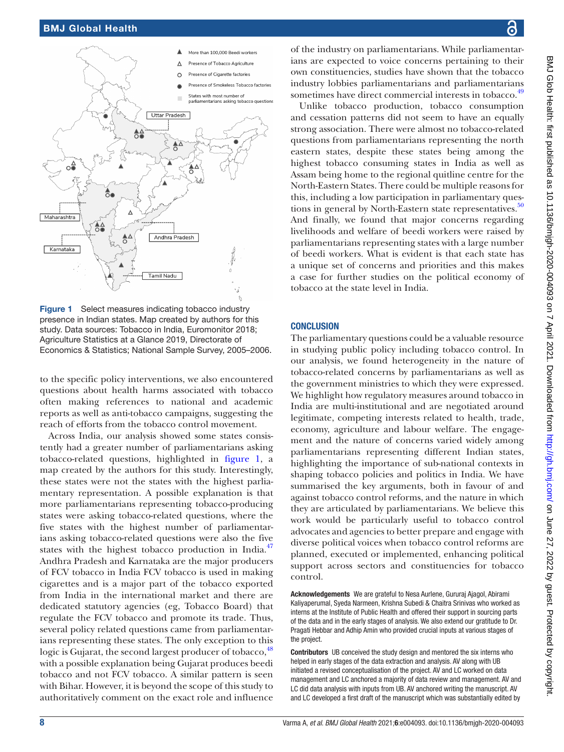Figure 1 Select measures indicating tobacco industry presence in Indian states. Map created by authors for this study. Data sources: Tobacco in India, Euromonitor 2018; Agriculture Statistics at a Glance 2019, Directorate of Economics & Statistics; National Sample Survey, 2005–2006.

to the specific policy interventions, we also encountered questions about health harms associated with tobacco often making references to national and academic reports as well as anti-tobacco campaigns, suggesting the reach of efforts from the tobacco control movement.

Across India, our analysis showed some states consistently had a greater number of parliamentarians asking tobacco-related questions, highlighted in figure 1, a map created by the authors for this study. Interestingly, these states were not the states with the highest parliamentary representation. A possible explanation is that more parliamentarians representing tobacco-producing states were asking tobacco-related questions, where the five states with the highest number of parliamentarians asking tobacco-related questions were also the five states with the highest tobacco production in India.[47] Andhra Pradesh and Karnataka are the major producers of FCV tobacco in India FCV tobacco is used in making cigarettes and is a major part of the tobacco exported from India in the international market and there are dedicated statutory agencies (eg, Tobacco Board) that regulate the FCV tobacco and promote its trade. Thus, several policy related questions came from parliamentarians representing these states. The only exception to this logic is Gujarat, the second largest producer of tobacco,[48] with a possible explanation being Gujarat produces beedi tobacco and not FCV tobacco. A similar pattern is seen with Bihar. However, it is beyond the scope of this study to authoritatively comment on the exact role and influence of the industry on parliamentarians. While parliamentarians are expected to voice concerns pertaining to their own constituencies, studies have shown that the tobacco industry lobbies parliamentarians and parliamentarians sometimes have direct commercial interests in tobacco.[49]

Unlike tobacco production, tobacco consumption and cessation patterns did not seem to have an equally strong association. There were almost no tobacco-related questions from parliamentarians representing the north eastern states, despite these states being among the highest tobacco consuming states in India as well as Assam being home to the regional quitline centre for the North-Eastern States. There could be multiple reasons for this, including a low participation in parliamentary questions in general by North-Eastern state representatives.[50] And finally, we found that major concerns regarding livelihoods and welfare of beedi workers were raised by parliamentarians representing states with a large number of beedi workers. What is evident is that each state has a unique set of concerns and priorities and this makes a case for further studies on the political economy of tobacco at the state level in India.

## CONCLUSION

The parliamentary questions could be a valuable resource in studying public policy including tobacco control. In our analysis, we found heterogeneity in the nature of tobacco-related concerns by parliamentarians as well as the government ministries to which they were expressed. We highlight how regulatory measures around tobacco in India are multi-institutional and are negotiated around legitimate, competing interests related to health, trade, economy, agriculture and labour welfare. The engagement and the nature of concerns varied widely among parliamentarians representing different Indian states, highlighting the importance of sub-national contexts in shaping tobacco policies and politics in India. We have summarised the key arguments, both in favour of and against tobacco control reforms, and the nature in which they are articulated by parliamentarians. We believe this work would be particularly useful to tobacco control advocates and agencies to better prepare and engage with diverse political voices when tobacco control reforms are planned, executed or implemented, enhancing political support across sectors and constituencies for tobacco control.

**Acknowledgements** We are grateful to Nesa Aurlene, Gururaj Ajagol, Abirami Kaliyaperumal, Syeda Narmeen, Krishna Subedi & Chaitra Srinivas who worked as interns at the Institute of Public Health and offered their support in sourcing parts of the data and in the early stages of analysis. We also extend our gratitude to Dr. Pragati Hebbar and Adhip Amin who provided crucial inputs at various stages of the project.

**Contributors** UB conceived the study design and mentored the six interns who helped in early stages of the data extraction and analysis. AV along with UB initiated a revised conceptualisation of the project. AV and LC worked on data management and LC anchored a majority of data review and management. AV and LC did data analysis with inputs from UB. AV anchored writing the manuscript. AV and LC developed a first draft of the manuscript which was substantially edited by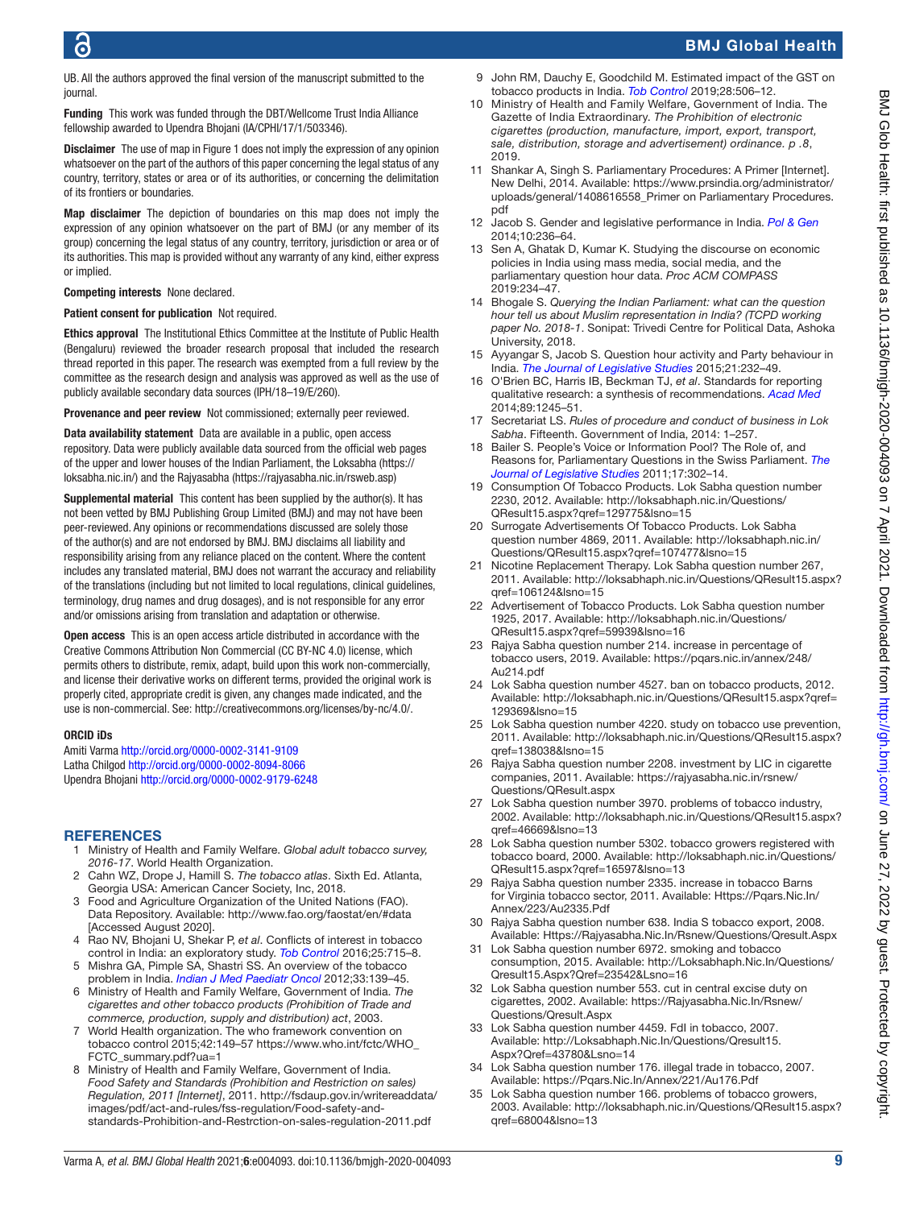UB. All the authors approved the final version of the manuscript submitted to the journal.

**Funding** This work was funded through the DBT/Wellcome Trust India Alliance fellowship awarded to Upendra Bhojani (IA/CPHI/17/1/503346).

**Disclaimer** The use of map in Figure 1 does not imply the expression of any opinion whatsoever on the part of the authors of this paper concerning the legal status of any country, territory, states or area or of its authorities, or concerning the delimitation of its frontiers or boundaries.

**Map disclaimer** The depiction of boundaries on this map does not imply the expression of any opinion whatsoever on the part of BMJ (or any member of its group) concerning the legal status of any country, territory, jurisdiction or area or of its authorities. This map is provided without any warranty of any kind, either express or implied.

**Competing interests** None declared.

**Patient consent for publication** Not required.

**Ethics approval** The Institutional Ethics Committee at the Institute of Public Health (Bengaluru) reviewed the broader research proposal that included the research thread reported in this paper. The research was exempted from a full review by the committee as the research design and analysis was approved as well as the use of publicly available secondary data sources (IPH/18–19/E/260).

**Provenance and peer review** Not commissioned; externally peer reviewed.

**Data availability statement** Data are available in a public, open access repository. Data were publicly available data sourced from the official web pages of the upper and lower houses of the Indian Parliament, the Loksabha (https://loksabha.nic.in/) and the Rajyasabha (https://rajyasabha.nic.in/rsweb.asp)

**Supplemental material** This content has been supplied by the author(s). It has not been vetted by BMJ Publishing Group Limited (BMJ) and may not have been peer-reviewed. Any opinions or recommendations discussed are solely those of the author(s) and are not endorsed by BMJ. BMJ disclaims all liability and responsibility arising from any reliance placed on the content. Where the content includes any translated material, BMJ does not warrant the accuracy and reliability of the translations (including but not limited to local regulations, clinical guidelines, terminology, drug names and drug dosages), and is not responsible for any error and/or omissions arising from translation and adaptation or otherwise.

**Open access** This is an open access article distributed in accordance with the Creative Commons Attribution Non Commercial (CC BY-NC 4.0) license, which permits others to distribute, remix, adapt, build upon this work non-commercially, and license their derivative works on different terms, provided the original work is properly cited, appropriate credit is given, any changes made indicated, and the use is non-commercial. See: http://creativecommons.org/licenses/by-nc/4.0/.

#### ORCID iDs

Amiti Varma http://orcid.org/0000-0002-3141-9109
Latha Chilgod http://orcid.org/0000-0002-8094-8066
Upendra Bhojani http://orcid.org/0000-0002-9179-6248

## REFERENCES

1. Ministry of Health and Family Welfare. *Global adult tobacco survey, 2016-17*. World Health Organization.
2. Cahn WZ, Drope J, Hamill S. *The tobacco atlas*. Sixth Ed. Atlanta, Georgia USA: American Cancer Society, Inc, 2018.
3. Food and Agriculture Organization of the United Nations (FAO). Data Repository. Available: http://www.fao.org/faostat/en/#data [Accessed August 2020].
4. Rao NV, Bhojani U, Shekar P, *et al*. Conflicts of interest in tobacco control in India: an exploratory study. *Tob Control* 2016;25:715–8.
5. Mishra GA, Pimple SA, Shastri SS. An overview of the tobacco problem in India. *Indian J Med Paediatr Oncol* 2012;33:139–45.
6. Ministry of Health and Family Welfare, Government of India. *The cigarettes and other tobacco products (Prohibition of Trade and commerce, production, supply and distribution) act*, 2003.
7. World Health organization. The who framework convention on tobacco control 2015;42:149–57 https://www.who.int/fctc/WHO_FCTC_summary.pdf?ua=1
8. Ministry of Health and Family Welfare, Government of India. *Food Safety and Standards (Prohibition and Restriction on sales) Regulation, 2011 [Internet]*, 2011. http://fsdaup.gov.in/writereaddata/images/pdf/act-and-rules/fss-regulation/Food-safety-and-standards-Prohibition-and-Restrction-on-sales-regulation-2011.pdf
9. John RM, Dauchy E, Goodchild M. Estimated impact of the GST on tobacco products in India. *Tob Control* 2019;28:506–12.
10. Ministry of Health and Family Welfare, Government of India. The Gazette of India Extraordinary. *The Prohibition of electronic cigarettes (production, manufacture, import, export, transport, sale, distribution, storage and advertisement) ordinance. p .8*, 2019.
11. Shankar A, Singh S. Parliamentary Procedures: A Primer [Internet]. New Delhi, 2014. Available: https://www.prsindia.org/administrator/uploads/general/1408616558_Primer on Parliamentary Procedures.pdf
12. Jacob S. Gender and legislative performance in India. *Pol & Gen* 2014;10:236–64.
13. Sen A, Ghatak D, Kumar K. Studying the discourse on economic policies in India using mass media, social media, and the parliamentary question hour data. *Proc ACM COMPASS* 2019:234–47.
14. Bhogale S. *Querying the Indian Parliament: what can the question hour tell us about Muslim representation in India? (TCPD working paper No. 2018-1*. Sonipat: Trivedi Centre for Political Data, Ashoka University, 2018.
15. Ayyangar S, Jacob S. Question hour activity and Party behaviour in India. *The Journal of Legislative Studies* 2015;21:232–49.
16. O'Brien BC, Harris IB, Beckman TJ, *et al*. Standards for reporting qualitative research: a synthesis of recommendations. *Acad Med* 2014;89:1245–51.
17. Secretariat LS. *Rules of procedure and conduct of business in Lok Sabha*. Fifteenth. Government of India, 2014: 1–257.
18. Bailer S. People's Voice or Information Pool? The Role of, and Reasons for, Parliamentary Questions in the Swiss Parliament. *The Journal of Legislative Studies* 2011;17:302–14.
19. Consumption Of Tobacco Products. Lok Sabha question number 2230, 2012. Available: http://loksabhaph.nic.in/Questions/QResult15.aspx?qref=129775&lsno=15
20. Surrogate Advertisements Of Tobacco Products. Lok Sabha question number 4869, 2011. Available: http://loksabhaph.nic.in/Questions/QResult15.aspx?qref=107477&lsno=15
21. Nicotine Replacement Therapy. Lok Sabha question number 267, 2011. Available: http://loksabhaph.nic.in/Questions/QResult15.aspx?qref=106124&lsno=15
22. Advertisement of Tobacco Products. Lok Sabha question number 1925, 2017. Available: http://loksabhaph.nic.in/Questions/QResult15.aspx?qref=59939&lsno=16
23. Rajya Sabha question number 214. increase in percentage of tobacco users, 2019. Available: https://pqars.nic.in/annex/248/Au214.pdf
24. Lok Sabha question number 4527. ban on tobacco products, 2012. Available: http://loksabhaph.nic.in/Questions/QResult15.aspx?qref=129369&lsno=15
25. Lok Sabha question number 4220. study on tobacco use prevention, 2011. Available: http://loksabhaph.nic.in/Questions/QResult15.aspx?qref=138038&lsno=15
26. Rajya Sabha question number 2208. investment by LIC in cigarette companies, 2011. Available: https://rajyasabha.nic.in/rsnew/Questions/QResult.aspx
27. Lok Sabha question number 3970. problems of tobacco industry, 2002. Available: http://loksabhaph.nic.in/Questions/QResult15.aspx?qref=46669&lsno=13
28. Lok Sabha question number 5302. tobacco growers registered with tobacco board, 2000. Available: http://loksabhaph.nic.in/Questions/QResult15.aspx?qref=16597&lsno=13
29. Rajya Sabha question number 2335. increase in tobacco Barns for Virginia tobacco sector, 2011. Available: Https://Pqars.Nic.In/Annex/223/Au2335.Pdf
30. Rajya Sabha question number 638. India S tobacco export, 2008. Available: Https://Rajyasabha.Nic.In/Rsnew/Questions/Qresult.Aspx
31. Lok Sabha question number 6972. smoking and tobacco consumption, 2015. Available: http://Loksabhaph.Nic.In/Questions/Qresult15.Aspx?Qref=23542&Lsno=16
32. Lok Sabha question number 553. cut in central excise duty on cigarettes, 2002. Available: https://Rajyasabha.Nic.In/Rsnew/Questions/Qresult.Aspx
33. Lok Sabha question number 4459. Fdl in tobacco, 2007. Available: http://Loksabhaph.Nic.In/Questions/Qresult15.Aspx?Qref=43780&Lsno=14
34. Lok Sabha question number 176. illegal trade in tobacco, 2007. Available: https://Pqars.Nic.In/Annex/221/Au176.Pdf
35. Lok Sabha question number 166. problems of tobacco growers, 2003. Available: http://loksabhaph.nic.in/Questions/QResult15.aspx?qref=68004&lsno=13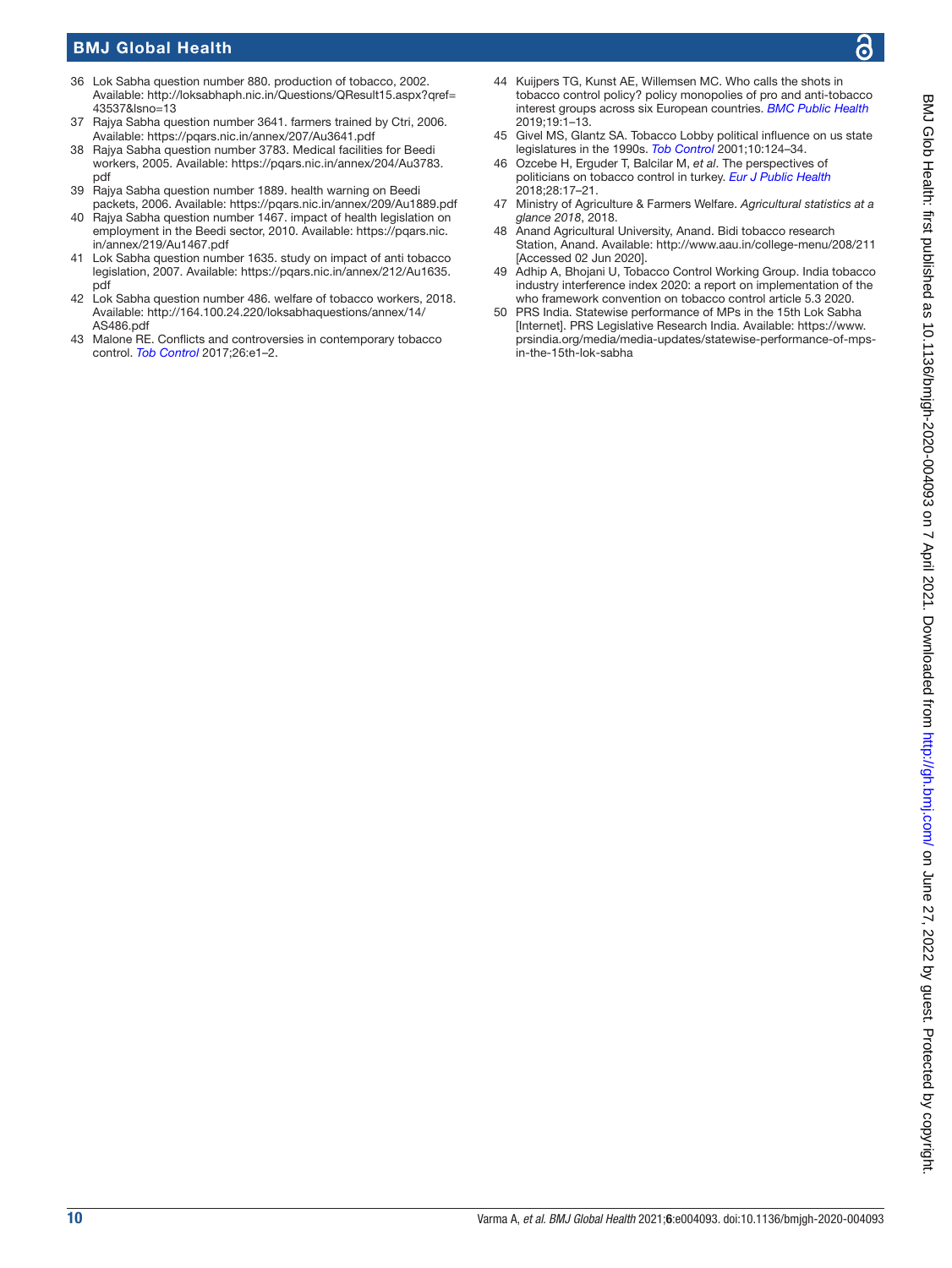36 Lok Sabha question number 880. production of tobacco, 2002. Available: http://loksabhaph.nic.in/Questions/QResult15.aspx?qref=43537&lsno=13

37 Rajya Sabha question number 3641. farmers trained by Ctri, 2006. Available: https://pqars.nic.in/annex/207/Au3641.pdf

38 Rajya Sabha question number 3783. Medical facilities for Beedi workers, 2005. Available: https://pqars.nic.in/annex/204/Au3783.pdf

39 Rajya Sabha question number 1889. health warning on Beedi packets, 2006. Available: https://pqars.nic.in/annex/209/Au1889.pdf

40 Rajya Sabha question number 1467. impact of health legislation on employment in the Beedi sector, 2010. Available: https://pqars.nic.in/annex/219/Au1467.pdf

41 Lok Sabha question number 1635. study on impact of anti tobacco legislation, 2007. Available: https://pqars.nic.in/annex/212/Au1635.pdf

42 Lok Sabha question number 486. welfare of tobacco workers, 2018. Available: http://164.100.24.220/loksabhaquestions/annex/14/AS486.pdf

43 Malone RE. Conflicts and controversies in contemporary tobacco control. *Tob Control* 2017;26:e1–2.

44 Kuijpers TG, Kunst AE, Willemsen MC. Who calls the shots in tobacco control policy? policy monopolies of pro and anti-tobacco interest groups across six European countries. *BMC Public Health* 2019;19:1–13.

45 Givel MS, Glantz SA. Tobacco Lobby political influence on us state legislatures in the 1990s. *Tob Control* 2001;10:124–34.

46 Ozcebe H, Erguder T, Balcilar M, *et al*. The perspectives of politicians on tobacco control in turkey. *Eur J Public Health* 2018;28:17–21.

47 Ministry of Agriculture & Farmers Welfare. *Agricultural statistics at a glance 2018*, 2018.

48 Anand Agricultural University, Anand. Bidi tobacco research Station, Anand. Available: http://www.aau.in/college-menu/208/211 [Accessed 02 Jun 2020].

49 Adhip A, Bhojani U, Tobacco Control Working Group. India tobacco industry interference index 2020: a report on implementation of the who framework convention on tobacco control article 5.3 2020.

50 PRS India. Statewise performance of MPs in the 15th Lok Sabha [Internet]. PRS Legislative Research India. Available: https://www.prsindia.org/media/media-updates/statewise-performance-of-mps-in-the-15th-lok-sabha